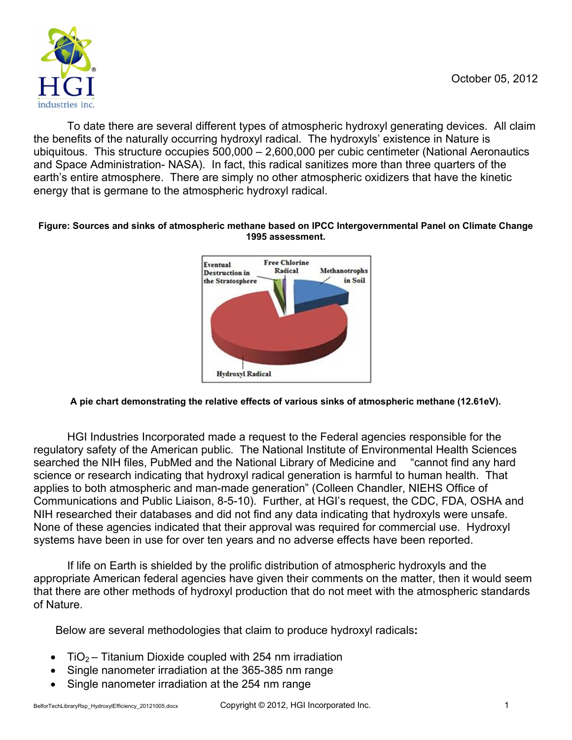October 05, 2012

To date there are several different types of atmospheric hydroxyl generating devices. All claim the benefits of the naturally occurring hydroxyl radical. The hydroxyls' existence in Nature is ubiquitous. This structure occupies 500,000 – 2,600,000 per cubic centimeter (National Aeronautics and Space Administration- NASA). In fact, this radical sanitizes more than three quarters of the earth's entire atmosphere. There are simply no other atmospheric oxidizers that have the kinetic energy that is germane to the atmospheric hydroxyl radical.

**Figure: Sources and sinks of atmospheric methane based on IPCC Intergovernmental Panel on Climate Change 1995 assessment.**

**A pie chart demonstrating the relative effects of various sinks of atmospheric methane (12.61eV).**

HGI Industries Incorporated made a request to the Federal agencies responsible for the regulatory safety of the American public. The National Institute of Environmental Health Sciences searched the NIH files, PubMed and the National Library of Medicine and "cannot find any hard science or research indicating that hydroxyl radical generation is harmful to human health. That applies to both atmospheric and man-made generation" (Colleen Chandler, NIEHS Office of Communications and Public Liaison, 8-5-10). Further, at HGI's request, the CDC, FDA, OSHA and NIH researched their databases and did not find any data indicating that hydroxyls were unsafe. None of these agencies indicated that their approval was required for commercial use. Hydroxyl systems have been in use for over ten years and no adverse effects have been reported.

If life on Earth is shielded by the prolific distribution of atmospheric hydroxyls and the appropriate American federal agencies have given their comments on the matter, then it would seem that there are other methods of hydroxyl production that do not meet with the atmospheric standards of Nature.

Below are several methodologies that claim to produce hydroxyl radicals**:**

- $TiO_2$ – Titanium Dioxide coupled with 254 nm irradiation
- Single nanometer irradiation at the 365-385 nm range
- Single nanometer irradiation at the 254 nm range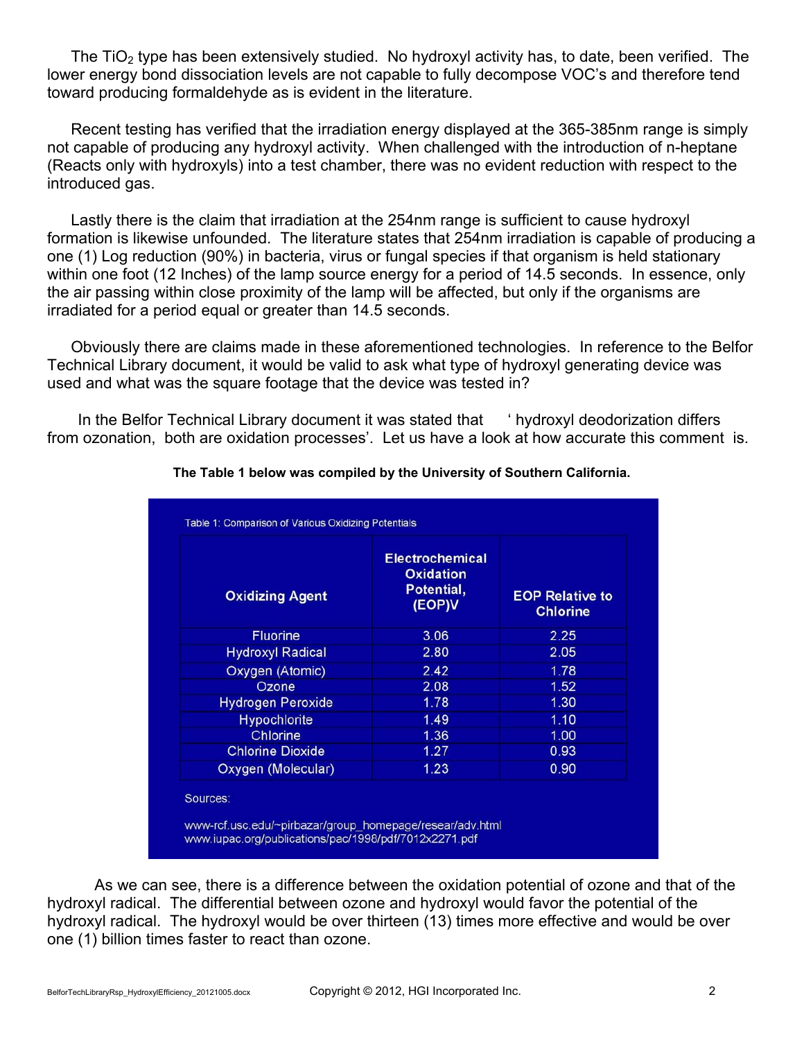The $TiO_2$ type has been extensively studied. No hydroxyl activity has, to date, been verified. The lower energy bond dissociation levels are not capable to fully decompose VOC's and therefore tend toward producing formaldehyde as is evident in the literature.

Recent testing has verified that the irradiation energy displayed at the 365-385nm range is simply not capable of producing any hydroxyl activity. When challenged with the introduction of n-heptane (Reacts only with hydroxyls) into a test chamber, there was no evident reduction with respect to the introduced gas.

Lastly there is the claim that irradiation at the 254nm range is sufficient to cause hydroxyl formation is likewise unfounded. The literature states that 254nm irradiation is capable of producing a one (1) Log reduction (90%) in bacteria, virus or fungal species if that organism is held stationary within one foot (12 Inches) of the lamp source energy for a period of 14.5 seconds. In essence, only the air passing within close proximity of the lamp will be affected, but only if the organisms are irradiated for a period equal or greater than 14.5 seconds.

Obviously there are claims made in these aforementioned technologies. In reference to the Belfor Technical Library document, it would be valid to ask what type of hydroxyl generating device was used and what was the square footage that the device was tested in?

In the Belfor Technical Library document it was stated that ' hydroxyl deodorization differs from ozonation, both are oxidation processes'. Let us have a look at how accurate this comment is.

**The Table 1 below was compiled by the University of Southern California.**

Table 1: Comparison of Various Oxidizing Potentials

| Oxidizing Agent | Electrochemical Oxidation Potential, (EOP)V | EOP Relative to Chlorine |
|---|---|---|
| Fluorine | 3.06 | 2.25 |
| Hydroxyl Radical | 2.80 | 2.05 |
| Oxygen (Atomic) | 2.42 | 1.78 |
| Ozone | 2.08 | 1.52 |
| Hydrogen Peroxide | 1.78 | 1.30 |
| Hypochlorite | 1.49 | 1.10 |
| Chlorine | 1.36 | 1.00 |
| Chlorine Dioxide | 1.27 | 0.93 |
| Oxygen (Molecular) | 1.23 | 0.90 |

Sources:

www-rcf.usc.edu/~pirbazar/group_homepage/resear/adv.html
www.iupac.org/publications/pac/1998/pdf/7012x2271.pdf

As we can see, there is a difference between the oxidation potential of ozone and that of the hydroxyl radical. The differential between ozone and hydroxyl would favor the potential of the hydroxyl radical. The hydroxyl would be over thirteen (13) times more effective and would be over one (1) billion times faster to react than ozone.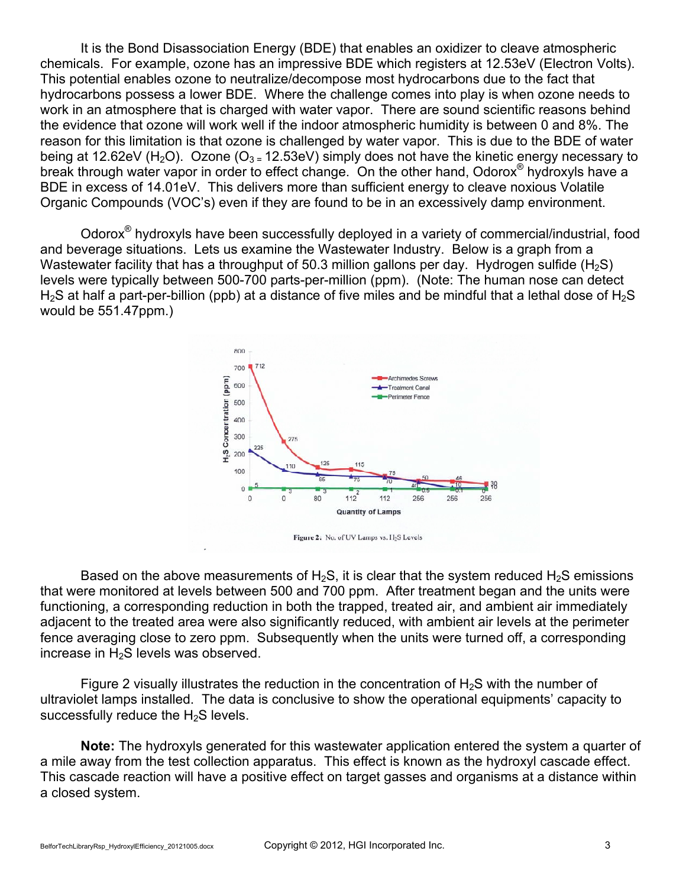It is the Bond Disassociation Energy (BDE) that enables an oxidizer to cleave atmospheric chemicals. For example, ozone has an impressive BDE which registers at 12.53eV (Electron Volts). This potential enables ozone to neutralize/decompose most hydrocarbons due to the fact that hydrocarbons possess a lower BDE. Where the challenge comes into play is when ozone needs to work in an atmosphere that is charged with water vapor. There are sound scientific reasons behind the evidence that ozone will work well if the indoor atmospheric humidity is between 0 and 8%. The reason for this limitation is that ozone is challenged by water vapor. This is due to the BDE of water being at 12.62eV ($H_2O$). Ozone ($O_3$ = 12.53eV) simply does not have the kinetic energy necessary to break through water vapor in order to effect change. On the other hand, Odorox® hydroxyls have a BDE in excess of 14.01eV. This delivers more than sufficient energy to cleave noxious Volatile Organic Compounds (VOC's) even if they are found to be in an excessively damp environment.

Odorox® hydroxyls have been successfully deployed in a variety of commercial/industrial, food and beverage situations. Lets us examine the Wastewater Industry. Below is a graph from a Wastewater facility that has a throughput of 50.3 million gallons per day. Hydrogen sulfide ($H_2S$) levels were typically between 500-700 parts-per-million (ppm). (Note: The human nose can detect $H_2S$ at half a part-per-billion (ppb) at a distance of five miles and be mindful that a lethal dose of $H_2S$ would be 551.47ppm.)

Figure 2: No. of UV Lamps vs. $H_2S$ Levels

Based on the above measurements of $H_2S$, it is clear that the system reduced $H_2S$ emissions that were monitored at levels between 500 and 700 ppm. After treatment began and the units were functioning, a corresponding reduction in both the trapped, treated air, and ambient air immediately adjacent to the treated area were also significantly reduced, with ambient air levels at the perimeter fence averaging close to zero ppm. Subsequently when the units were turned off, a corresponding increase in $H_2S$ levels was observed.

Figure 2 visually illustrates the reduction in the concentration of $H_2S$ with the number of ultraviolet lamps installed. The data is conclusive to show the operational equipments' capacity to successfully reduce the $H_2S$ levels.

**Note:** The hydroxyls generated for this wastewater application entered the system a quarter of a mile away from the test collection apparatus. This effect is known as the hydroxyl cascade effect. This cascade reaction will have a positive effect on target gasses and organisms at a distance within a closed system.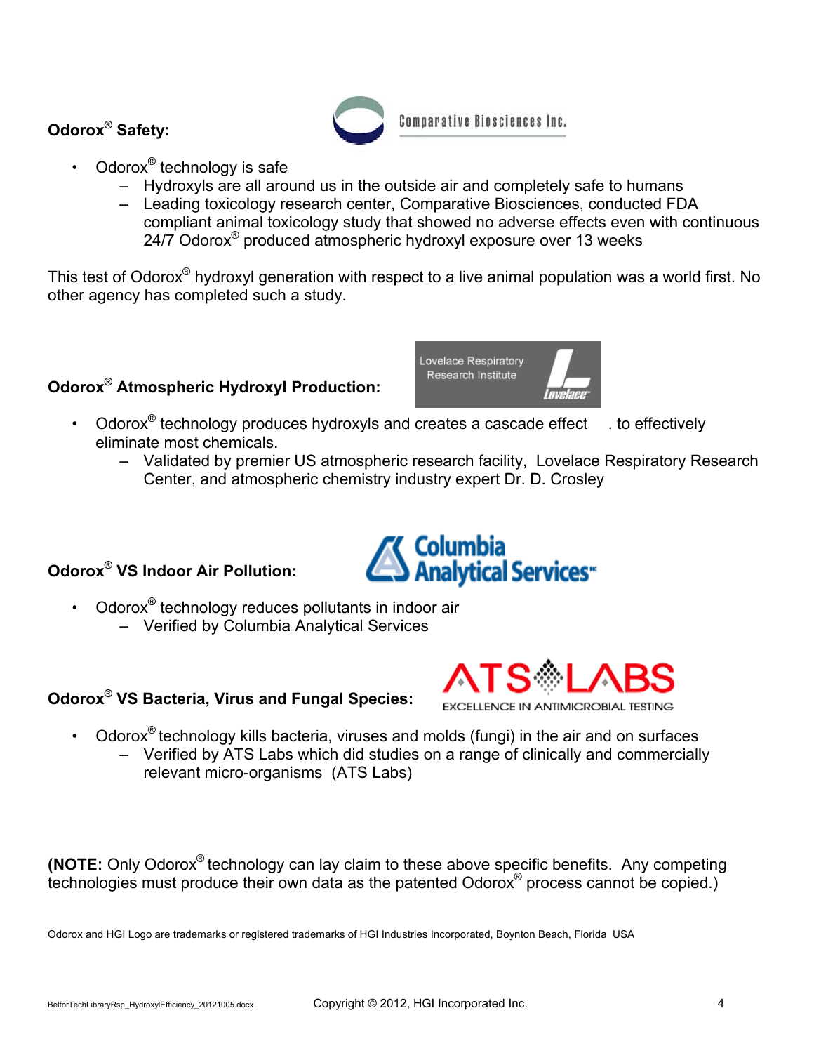**Odorox® Safety:**

Comparative Biosciences Inc.

- Odorox® technology is safe
  - Hydroxyls are all around us in the outside air and completely safe to humans
  - Leading toxicology research center, Comparative Biosciences, conducted FDA compliant animal toxicology study that showed no adverse effects even with continuous 24/7 Odorox® produced atmospheric hydroxyl exposure over 13 weeks

This test of Odorox® hydroxyl generation with respect to a live animal population was a world first. No other agency has completed such a study.

**Odorox® Atmospheric Hydroxyl Production:**

Lovelace Respiratory Research Institute

- Odorox® technology produces hydroxyls and creates a cascade effect . to effectively eliminate most chemicals.
  - Validated by premier US atmospheric research facility, Lovelace Respiratory Research Center, and atmospheric chemistry industry expert Dr. D. Crosley

**Odorox® VS Indoor Air Pollution:**

Columbia Analytical Services

- Odorox® technology reduces pollutants in indoor air
  - Verified by Columbia Analytical Services

**Odorox® VS Bacteria, Virus and Fungal Species:**

ATS LABS
EXCELLENCE IN ANTIMICROBIAL TESTING

- Odorox® technology kills bacteria, viruses and molds (fungi) in the air and on surfaces
  - Verified by ATS Labs which did studies on a range of clinically and commercially relevant micro-organisms (ATS Labs)

**(NOTE:** Only Odorox® technology can lay claim to these above specific benefits. Any competing technologies must produce their own data as the patented Odorox® process cannot be copied.)

Odorox and HGI Logo are trademarks or registered trademarks of HGI Industries Incorporated, Boynton Beach, Florida USA